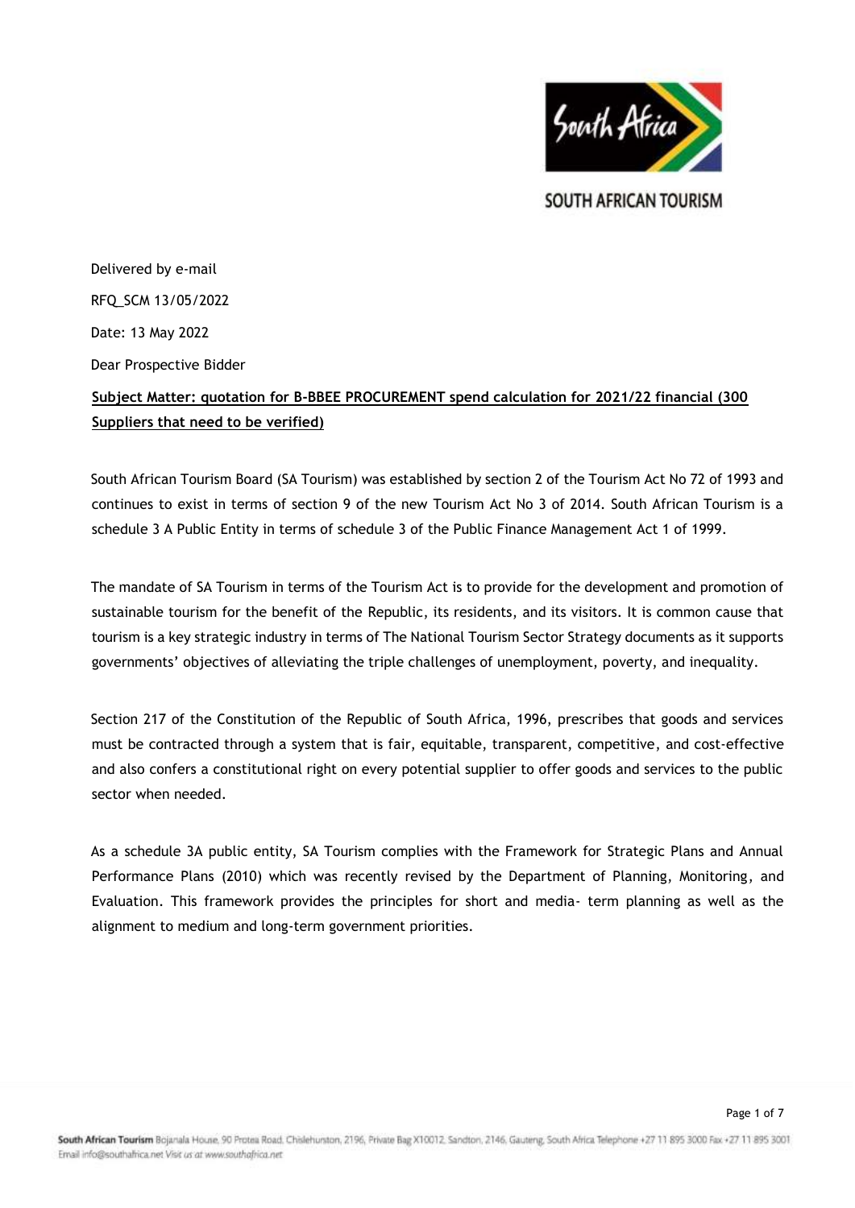SOUTH AFRICAN TOURISM

Delivered by e-mail

RFQ_SCM 13/05/2022

Date: 13 May 2022

Dear Prospective Bidder

**Subject Matter: quotation for B-BBEE PROCUREMENT spend calculation for 2021/22 financial (300 Suppliers that need to be verified)**

South African Tourism Board (SA Tourism) was established by section 2 of the Tourism Act No 72 of 1993 and continues to exist in terms of section 9 of the new Tourism Act No 3 of 2014. South African Tourism is a schedule 3 A Public Entity in terms of schedule 3 of the Public Finance Management Act 1 of 1999.

The mandate of SA Tourism in terms of the Tourism Act is to provide for the development and promotion of sustainable tourism for the benefit of the Republic, its residents, and its visitors. It is common cause that tourism is a key strategic industry in terms of The National Tourism Sector Strategy documents as it supports governments' objectives of alleviating the triple challenges of unemployment, poverty, and inequality.

Section 217 of the Constitution of the Republic of South Africa, 1996, prescribes that goods and services must be contracted through a system that is fair, equitable, transparent, competitive, and cost-effective and also confers a constitutional right on every potential supplier to offer goods and services to the public sector when needed.

As a schedule 3A public entity, SA Tourism complies with the Framework for Strategic Plans and Annual Performance Plans (2010) which was recently revised by the Department of Planning, Monitoring, and Evaluation. This framework provides the principles for short and media- term planning as well as the alignment to medium and long-term government priorities.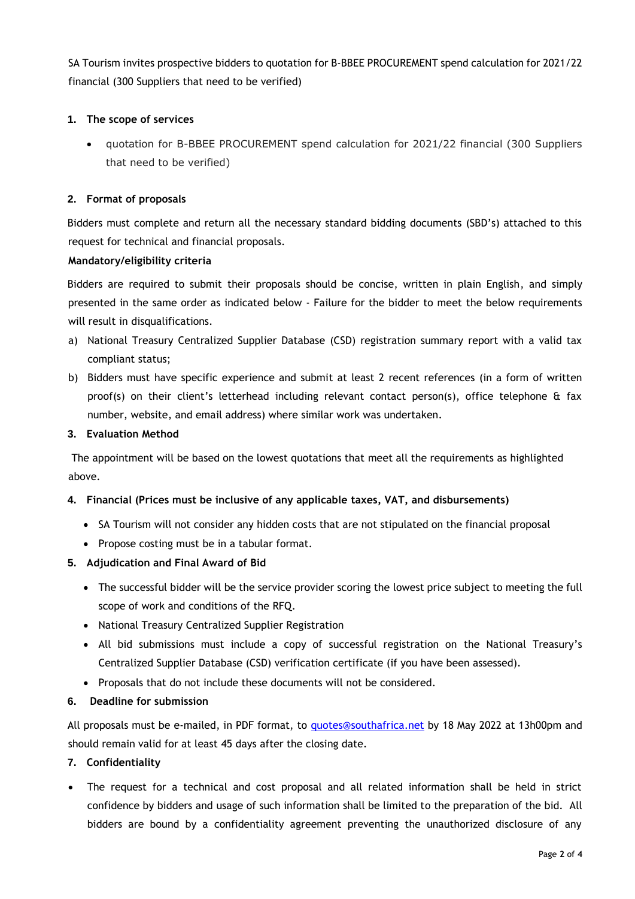SA Tourism invites prospective bidders to quotation for B-BBEE PROCUREMENT spend calculation for 2021/22 financial (300 Suppliers that need to be verified)

**1. The scope of services**

- quotation for B-BBEE PROCUREMENT spend calculation for 2021/22 financial (300 Suppliers that need to be verified)

**2. Format of proposals**

Bidders must complete and return all the necessary standard bidding documents (SBD's) attached to this request for technical and financial proposals.

**Mandatory/eligibility criteria**

Bidders are required to submit their proposals should be concise, written in plain English, and simply presented in the same order as indicated below - Failure for the bidder to meet the below requirements will result in disqualifications.

a) National Treasury Centralized Supplier Database (CSD) registration summary report with a valid tax compliant status;

b) Bidders must have specific experience and submit at least 2 recent references (in a form of written proof(s) on their client's letterhead including relevant contact person(s), office telephone & fax number, website, and email address) where similar work was undertaken.

**3. Evaluation Method**

The appointment will be based on the lowest quotations that meet all the requirements as highlighted above.

**4. Financial (Prices must be inclusive of any applicable taxes, VAT, and disbursements)**

- SA Tourism will not consider any hidden costs that are not stipulated on the financial proposal
- Propose costing must be in a tabular format.

**5. Adjudication and Final Award of Bid**

- The successful bidder will be the service provider scoring the lowest price subject to meeting the full scope of work and conditions of the RFQ.
- National Treasury Centralized Supplier Registration
- All bid submissions must include a copy of successful registration on the National Treasury's Centralized Supplier Database (CSD) verification certificate (if you have been assessed).
- Proposals that do not include these documents will not be considered.

**6. Deadline for submission**

All proposals must be e-mailed, in PDF format, to quotes@southafrica.net by 18 May 2022 at 13h00pm and should remain valid for at least 45 days after the closing date.

**7. Confidentiality**

- The request for a technical and cost proposal and all related information shall be held in strict confidence by bidders and usage of such information shall be limited to the preparation of the bid. All bidders are bound by a confidentiality agreement preventing the unauthorized disclosure of any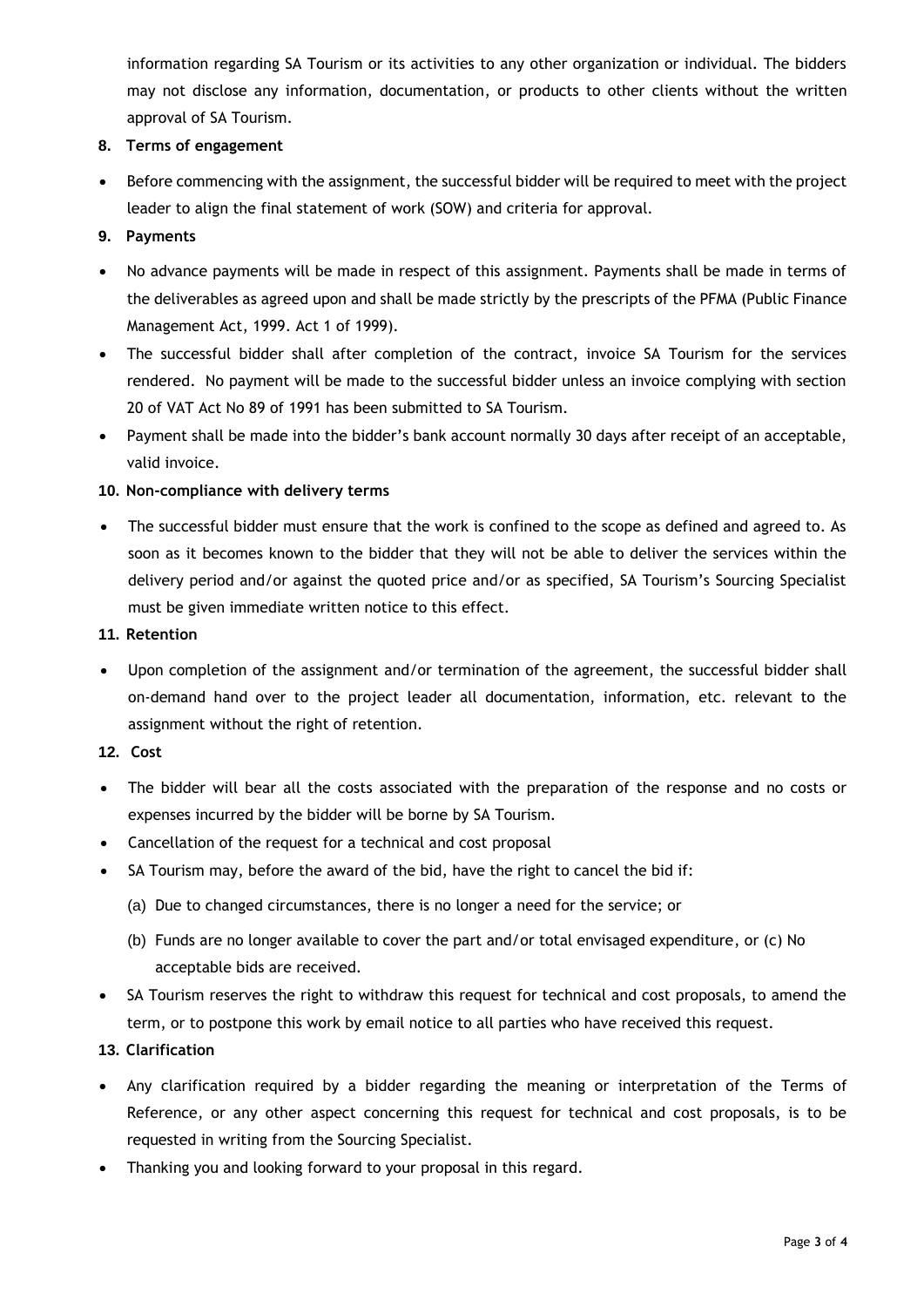information regarding SA Tourism or its activities to any other organization or individual. The bidders may not disclose any information, documentation, or products to other clients without the written approval of SA Tourism.

**8. Terms of engagement**

- Before commencing with the assignment, the successful bidder will be required to meet with the project leader to align the final statement of work (SOW) and criteria for approval.

**9. Payments**

- No advance payments will be made in respect of this assignment. Payments shall be made in terms of the deliverables as agreed upon and shall be made strictly by the prescripts of the PFMA (Public Finance Management Act, 1999. Act 1 of 1999).
- The successful bidder shall after completion of the contract, invoice SA Tourism for the services rendered. No payment will be made to the successful bidder unless an invoice complying with section 20 of VAT Act No 89 of 1991 has been submitted to SA Tourism.
- Payment shall be made into the bidder's bank account normally 30 days after receipt of an acceptable, valid invoice.

**10. Non-compliance with delivery terms**

- The successful bidder must ensure that the work is confined to the scope as defined and agreed to. As soon as it becomes known to the bidder that they will not be able to deliver the services within the delivery period and/or against the quoted price and/or as specified, SA Tourism's Sourcing Specialist must be given immediate written notice to this effect.

**11. Retention**

- Upon completion of the assignment and/or termination of the agreement, the successful bidder shall on-demand hand over to the project leader all documentation, information, etc. relevant to the assignment without the right of retention.

**12. Cost**

- The bidder will bear all the costs associated with the preparation of the response and no costs or expenses incurred by the bidder will be borne by SA Tourism.
- Cancellation of the request for a technical and cost proposal
- SA Tourism may, before the award of the bid, have the right to cancel the bid if:
  - (a) Due to changed circumstances, there is no longer a need for the service; or
  - (b) Funds are no longer available to cover the part and/or total envisaged expenditure, or (c) No acceptable bids are received.
- SA Tourism reserves the right to withdraw this request for technical and cost proposals, to amend the term, or to postpone this work by email notice to all parties who have received this request.

**13. Clarification**

- Any clarification required by a bidder regarding the meaning or interpretation of the Terms of Reference, or any other aspect concerning this request for technical and cost proposals, is to be requested in writing from the Sourcing Specialist.
- Thanking you and looking forward to your proposal in this regard.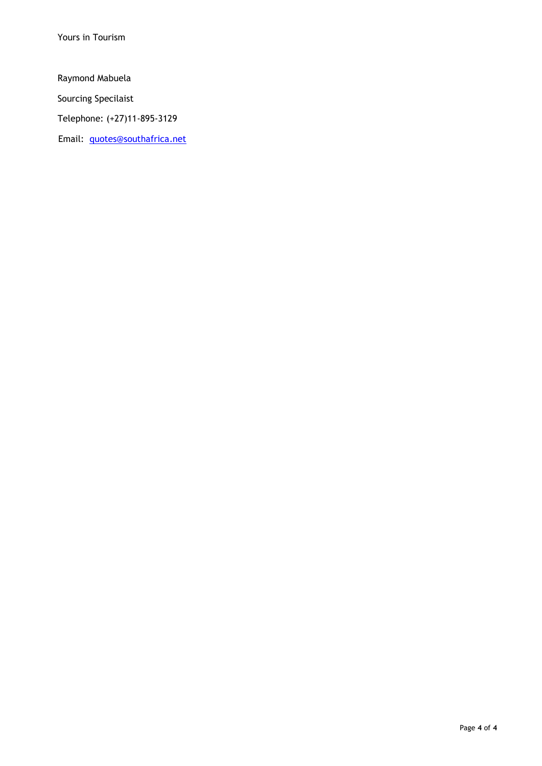Yours in Tourism

Raymond Mabuela

Sourcing Specilaist

Telephone: (+27)11-895-3129

Email: quotes@southafrica.net